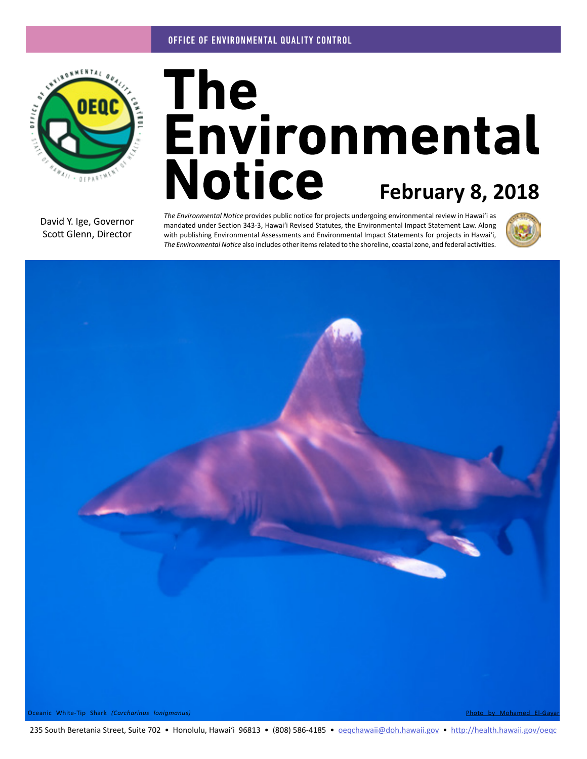OFFICE OF ENVIRONMENTAL QUALITY CONTROL

# The Environmental Notice

**February 8, 2018**

David Y. Ige, Governor
Scott Glenn, Director

*The Environmental Notice* provides public notice for projects undergoing environmental review in Hawaiʻi as mandated under Section 343-3, Hawaiʻi Revised Statutes, the Environmental Impact Statement Law. Along with publishing Environmental Assessments and Environmental Impact Statements for projects in Hawaiʻi, *The Environmental Notice* also includes other items related to the shoreline, coastal zone, and federal activities.

Oceanic White-Tip Shark *(Carcharinus lonigmanus)*

Photo by Mohamed El-Gayar

235 South Beretania Street, Suite 702 • Honolulu, Hawaiʻi 96813 • (808) 586-4185 • oeqchawaii@doh.hawaii.gov • http://health.hawaii.gov/oeqc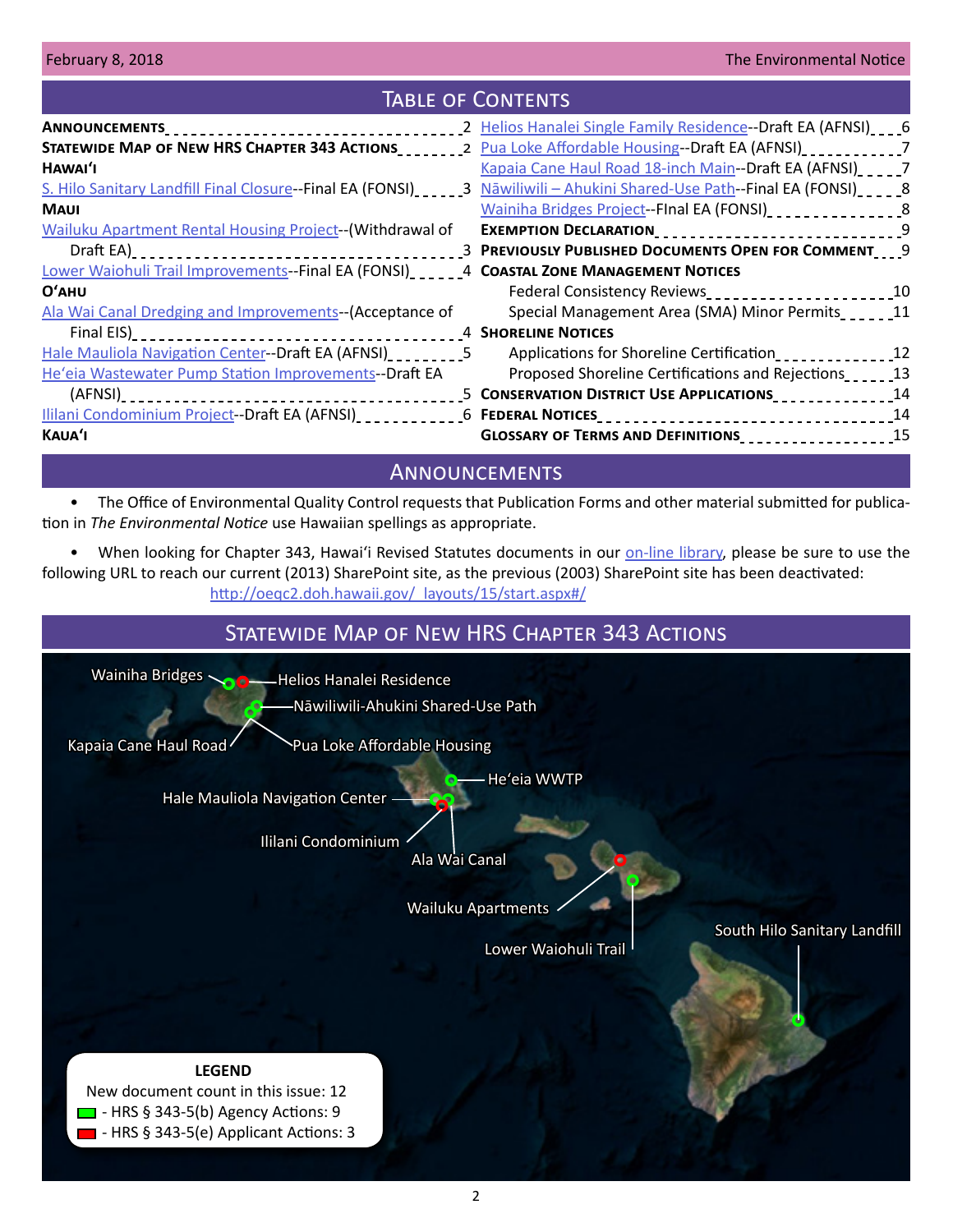## Table of Contents

**Announcements** ........ 2
**Statewide Map of New HRS Chapter 343 Actions** ........ 2
**Hawaiʻi**
S. Hilo Sanitary Landfill Final Closure--Final EA (FONSI) ........ 3
**Maui**
Wailuku Apartment Rental Housing Project--(Withdrawal of Draft EA) ........ 3
Lower Waiohuli Trail Improvements--Final EA (FONSI) ........ 4
**Oʻahu**
Ala Wai Canal Dredging and Improvements--(Acceptance of Final EIS) ........ 4
Hale Mauliola Navigation Center--Draft EA (AFNSI) ........ 5
Heʻeia Wastewater Pump Station Improvements--Draft EA (AFNSI) ........ 5
Ililani Condominium Project--Draft EA (AFNSI) ........ 6
**Kauaʻi**
Helios Hanalei Single Family Residence--Draft EA (AFNSI) ........ 6
Pua Loke Affordable Housing--Draft EA (AFNSI) ........ 7
Kapaia Cane Haul Road 18-inch Main--Draft EA (AFNSI) ........ 7
Nāwiliwili – Ahukini Shared-Use Path--Final EA (FONSI) ........ 8
Wainiha Bridges Project--FInal EA (FONSI) ........ 8
**Exemption Declaration** ........ 9
**Previously Published Documents Open for Comment** ........ 9
**Coastal Zone Management Notices**
Federal Consistency Reviews ........ 10
Special Management Area (SMA) Minor Permits ........ 11
**Shoreline Notices**
Applications for Shoreline Certification ........ 12
Proposed Shoreline Certifications and Rejections ........ 13
**Conservation District Use Applications** ........ 14
**Federal Notices** ........ 14
**Glossary of Terms and Definitions** ........ 15

## Announcements

- The Office of Environmental Quality Control requests that Publication Forms and other material submitted for publication in *The Environmental Notice* use Hawaiian spellings as appropriate.

- When looking for Chapter 343, Hawaiʻi Revised Statutes documents in our on-line library, please be sure to use the following URL to reach our current (2013) SharePoint site, as the previous (2003) SharePoint site has been deactivated: http://oeqc2.doh.hawaii.gov/_layouts/15/start.aspx#/

## Statewide Map of New HRS Chapter 343 Actions

Wainiha Bridges
Helios Hanalei Residence
Nāwiliwili-Ahukini Shared-Use Path
Kapaia Cane Haul Road
Pua Loke Affordable Housing
Heʻeia WWTP
Hale Mauliola Navigation Center
Ililani Condominium
Ala Wai Canal
Wailuku Apartments
Lower Waiohuli Trail
South Hilo Sanitary Landfill

**LEGEND**
New document count in this issue: 12
- HRS § 343-5(b) Agency Actions: 9
- HRS § 343-5(e) Applicant Actions: 3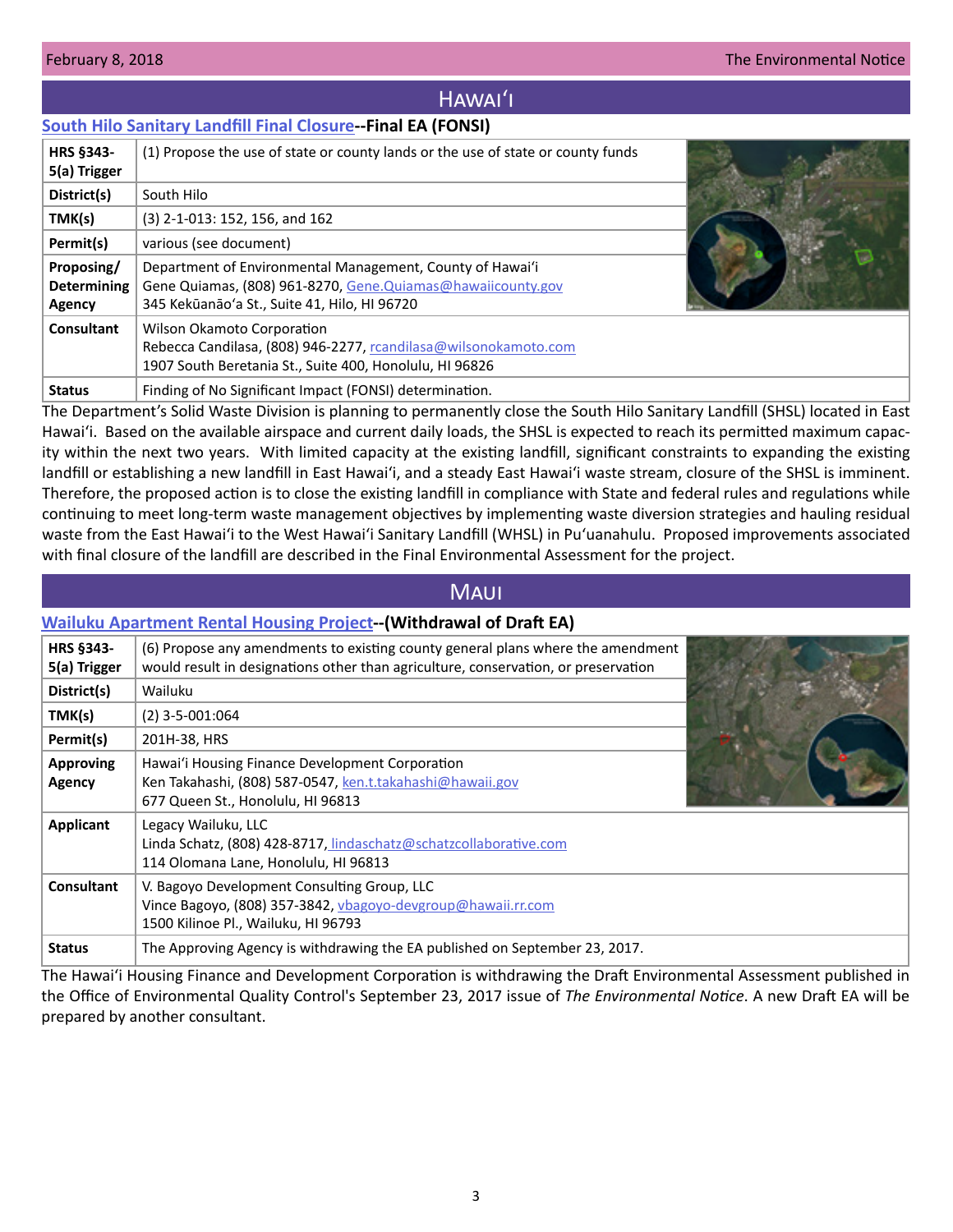## Hawaiʻi

### South Hilo Sanitary Landfill Final Closure--Final EA (FONSI)

| | |
|---|---|
| **HRS §343-5(a) Trigger** | (1) Propose the use of state or county lands or the use of state or county funds |
| **District(s)** | South Hilo |
| **TMK(s)** | (3) 2-1-013: 152, 156, and 162 |
| **Permit(s)** | various (see document) |
| **Proposing/ Determining Agency** | Department of Environmental Management, County of Hawaiʻi<br>Gene Quiamas, (808) 961-8270, Gene.Quiamas@hawaiicounty.gov<br>345 Kekūanāoʻa St., Suite 41, Hilo, HI 96720 |
| **Consultant** | Wilson Okamoto Corporation<br>Rebecca Candilasa, (808) 946-2277, rcandilasa@wilsonokamoto.com<br>1907 South Beretania St., Suite 400, Honolulu, HI 96826 |
| **Status** | Finding of No Significant Impact (FONSI) determination. |

The Department's Solid Waste Division is planning to permanently close the South Hilo Sanitary Landfill (SHSL) located in East Hawaiʻi. Based on the available airspace and current daily loads, the SHSL is expected to reach its permitted maximum capacity within the next two years. With limited capacity at the existing landfill, significant constraints to expanding the existing landfill or establishing a new landfill in East Hawaiʻi, and a steady East Hawaiʻi waste stream, closure of the SHSL is imminent. Therefore, the proposed action is to close the existing landfill in compliance with State and federal rules and regulations while continuing to meet long-term waste management objectives by implementing waste diversion strategies and hauling residual waste from the East Hawaiʻi to the West Hawaiʻi Sanitary Landfill (WHSL) in Puʻuanahulu. Proposed improvements associated with final closure of the landfill are described in the Final Environmental Assessment for the project.

## Maui

### Wailuku Apartment Rental Housing Project--(Withdrawal of Draft EA)

| | |
|---|---|
| **HRS §343-5(a) Trigger** | (6) Propose any amendments to existing county general plans where the amendment would result in designations other than agriculture, conservation, or preservation |
| **District(s)** | Wailuku |
| **TMK(s)** | (2) 3-5-001:064 |
| **Permit(s)** | 201H-38, HRS |
| **Approving Agency** | Hawaiʻi Housing Finance Development Corporation<br>Ken Takahashi, (808) 587-0547, ken.t.takahashi@hawaii.gov<br>677 Queen St., Honolulu, HI 96813 |
| **Applicant** | Legacy Wailuku, LLC<br>Linda Schatz, (808) 428-8717, lindaschatz@schatzcollaborative.com<br>114 Olomana Lane, Honolulu, HI 96813 |
| **Consultant** | V. Bagoyo Development Consulting Group, LLC<br>Vince Bagoyo, (808) 357-3842, vbagoyo-devgroup@hawaii.rr.com<br>1500 Kilinoe Pl., Wailuku, HI 96793 |
| **Status** | The Approving Agency is withdrawing the EA published on September 23, 2017. |

The Hawaiʻi Housing Finance and Development Corporation is withdrawing the Draft Environmental Assessment published in the Office of Environmental Quality Control's September 23, 2017 issue of *The Environmental Notice*. A new Draft EA will be prepared by another consultant.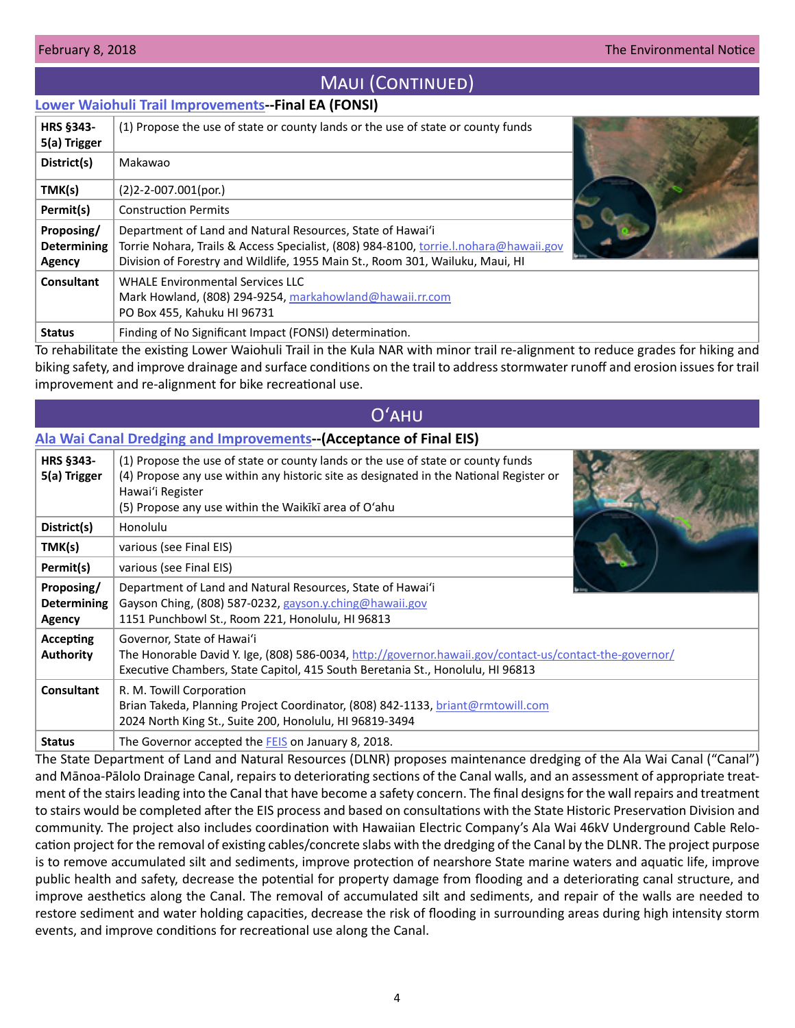## Maui (Continued)

### [Lower Waiohuli Trail Improvements]--Final EA (FONSI)

| | |
|---|---|
| **HRS §343-5(a) Trigger** | (1) Propose the use of state or county lands or the use of state or county funds |
| **District(s)** | Makawao |
| **TMK(s)** | (2)2-2-007.001(por.) |
| **Permit(s)** | Construction Permits |
| **Proposing/ Determining Agency** | Department of Land and Natural Resources, State of Hawaiʻi<br>Torrie Nohara, Trails & Access Specialist, (808) 984-8100, torrie.l.nohara@hawaii.gov<br>Division of Forestry and Wildlife, 1955 Main St., Room 301, Wailuku, Maui, HI |
| **Consultant** | WHALE Environmental Services LLC<br>Mark Howland, (808) 294-9254, markahowland@hawaii.rr.com<br>PO Box 455, Kahuku HI 96731 |
| **Status** | Finding of No Significant Impact (FONSI) determination. |

To rehabilitate the existing Lower Waiohuli Trail in the Kula NAR with minor trail re-alignment to reduce grades for hiking and biking safety, and improve drainage and surface conditions on the trail to address stormwater runoff and erosion issues for trail improvement and re-alignment for bike recreational use.

## Oʻahu

### [Ala Wai Canal Dredging and Improvements]--(Acceptance of Final EIS)

| | |
|---|---|
| **HRS §343-5(a) Trigger** | (1) Propose the use of state or county lands or the use of state or county funds<br>(4) Propose any use within any historic site as designated in the National Register or Hawaiʻi Register<br>(5) Propose any use within the Waikīkī area of Oʻahu |
| **District(s)** | Honolulu |
| **TMK(s)** | various (see Final EIS) |
| **Permit(s)** | various (see Final EIS) |
| **Proposing/ Determining Agency** | Department of Land and Natural Resources, State of Hawaiʻi<br>Gayson Ching, (808) 587-0232, gayson.y.ching@hawaii.gov<br>1151 Punchbowl St., Room 221, Honolulu, HI 96813 |
| **Accepting Authority** | Governor, State of Hawaiʻi<br>The Honorable David Y. Ige, (808) 586-0034, http://governor.hawaii.gov/contact-us/contact-the-governor/<br>Executive Chambers, State Capitol, 415 South Beretania St., Honolulu, HI 96813 |
| **Consultant** | R. M. Towill Corporation<br>Brian Takeda, Planning Project Coordinator, (808) 842-1133, briant@rmtowill.com<br>2024 North King St., Suite 200, Honolulu, HI 96819-3494 |
| **Status** | The Governor accepted the FEIS on January 8, 2018. |

The State Department of Land and Natural Resources (DLNR) proposes maintenance dredging of the Ala Wai Canal ("Canal") and Mānoa-Pālolo Drainage Canal, repairs to deteriorating sections of the Canal walls, and an assessment of appropriate treatment of the stairs leading into the Canal that have become a safety concern. The final designs for the wall repairs and treatment to stairs would be completed after the EIS process and based on consultations with the State Historic Preservation Division and community. The project also includes coordination with Hawaiian Electric Company's Ala Wai 46kV Underground Cable Relocation project for the removal of existing cables/concrete slabs with the dredging of the Canal by the DLNR. The project purpose is to remove accumulated silt and sediments, improve protection of nearshore State marine waters and aquatic life, improve public health and safety, decrease the potential for property damage from flooding and a deteriorating canal structure, and improve aesthetics along the Canal. The removal of accumulated silt and sediments, and repair of the walls are needed to restore sediment and water holding capacities, decrease the risk of flooding in surrounding areas during high intensity storm events, and improve conditions for recreational use along the Canal.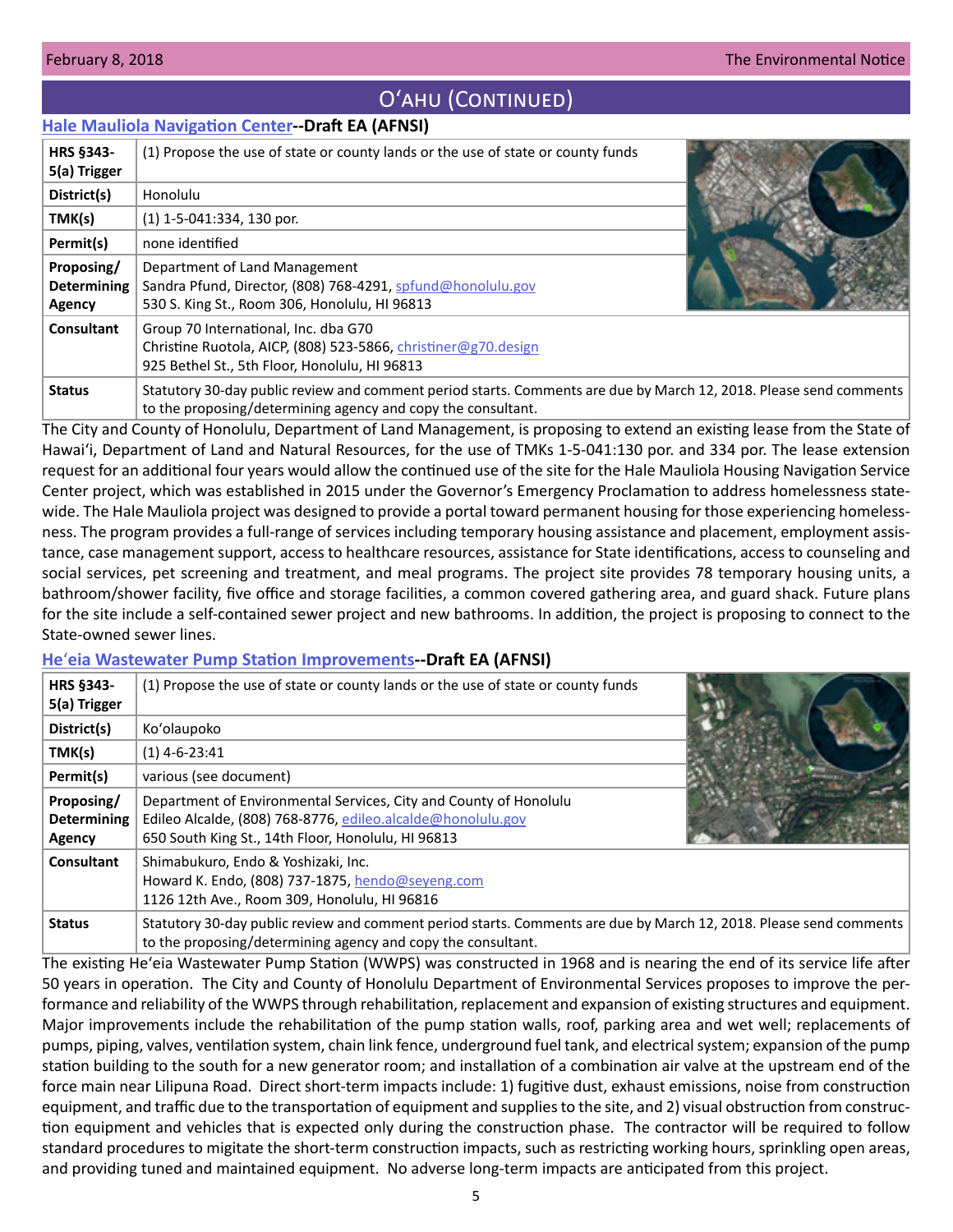# O'ahu (Continued)

## Hale Mauliola Navigation Center--Draft EA (AFNSI)

| | |
|---|---|
| **HRS §343-5(a) Trigger** | (1) Propose the use of state or county lands or the use of state or county funds |
| **District(s)** | Honolulu |
| **TMK(s)** | (1) 1-5-041:334, 130 por. |
| **Permit(s)** | none identified |
| **Proposing/ Determining Agency** | Department of Land Management<br>Sandra Pfund, Director, (808) 768-4291, spfund@honolulu.gov<br>530 S. King St., Room 306, Honolulu, HI 96813 |
| **Consultant** | Group 70 International, Inc. dba G70<br>Christine Ruotola, AICP, (808) 523-5866, christiner@g70.design<br>925 Bethel St., 5th Floor, Honolulu, HI 96813 |
| **Status** | Statutory 30-day public review and comment period starts. Comments are due by March 12, 2018. Please send comments to the proposing/determining agency and copy the consultant. |

The City and County of Honolulu, Department of Land Management, is proposing to extend an existing lease from the State of Hawai'i, Department of Land and Natural Resources, for the use of TMKs 1-5-041:130 por. and 334 por. The lease extension request for an additional four years would allow the continued use of the site for the Hale Mauliola Housing Navigation Service Center project, which was established in 2015 under the Governor's Emergency Proclamation to address homelessness statewide. The Hale Mauliola project was designed to provide a portal toward permanent housing for those experiencing homelessness. The program provides a full-range of services including temporary housing assistance and placement, employment assistance, case management support, access to healthcare resources, assistance for State identifications, access to counseling and social services, pet screening and treatment, and meal programs. The project site provides 78 temporary housing units, a bathroom/shower facility, five office and storage facilities, a common covered gathering area, and guard shack. Future plans for the site include a self-contained sewer project and new bathrooms. In addition, the project is proposing to connect to the State-owned sewer lines.

## He'eia Wastewater Pump Station Improvements--Draft EA (AFNSI)

| | |
|---|---|
| **HRS §343-5(a) Trigger** | (1) Propose the use of state or county lands or the use of state or county funds |
| **District(s)** | Ko'olaupoko |
| **TMK(s)** | (1) 4-6-23:41 |
| **Permit(s)** | various (see document) |
| **Proposing/ Determining Agency** | Department of Environmental Services, City and County of Honolulu<br>Edileo Alcalde, (808) 768-8776, edileo.alcalde@honolulu.gov<br>650 South King St., 14th Floor, Honolulu, HI 96813 |
| **Consultant** | Shimabukuro, Endo & Yoshizaki, Inc.<br>Howard K. Endo, (808) 737-1875, hendo@seyeng.com<br>1126 12th Ave., Room 309, Honolulu, HI 96816 |
| **Status** | Statutory 30-day public review and comment period starts. Comments are due by March 12, 2018. Please send comments to the proposing/determining agency and copy the consultant. |

The existing He'eia Wastewater Pump Station (WWPS) was constructed in 1968 and is nearing the end of its service life after 50 years in operation. The City and County of Honolulu Department of Environmental Services proposes to improve the performance and reliability of the WWPS through rehabilitation, replacement and expansion of existing structures and equipment. Major improvements include the rehabilitation of the pump station walls, roof, parking area and wet well; replacements of pumps, piping, valves, ventilation system, chain link fence, underground fuel tank, and electrical system; expansion of the pump station building to the south for a new generator room; and installation of a combination air valve at the upstream end of the force main near Lilipuna Road. Direct short-term impacts include: 1) fugitive dust, exhaust emissions, noise from construction equipment, and traffic due to the transportation of equipment and supplies to the site, and 2) visual obstruction from construction equipment and vehicles that is expected only during the construction phase. The contractor will be required to follow standard procedures to migitate the short-term construction impacts, such as restricting working hours, sprinkling open areas, and providing tuned and maintained equipment. No adverse long-term impacts are anticipated from this project.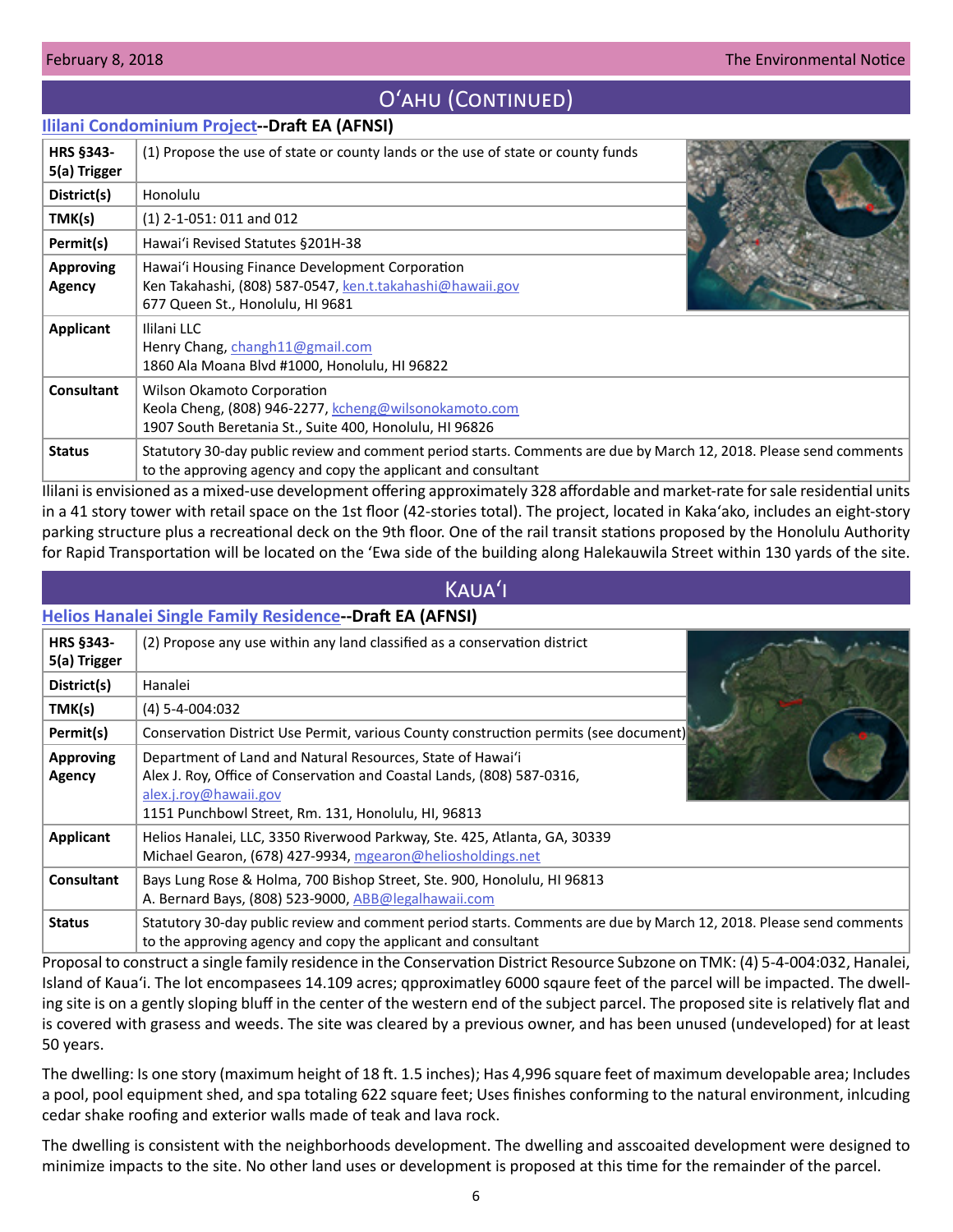## O'AHU (CONTINUED)

### Ililani Condominium Project--Draft EA (AFNSI)

| | |
|---|---|
| **HRS §343-5(a) Trigger** | (1) Propose the use of state or county lands or the use of state or county funds |
| **District(s)** | Honolulu |
| **TMK(s)** | (1) 2-1-051: 011 and 012 |
| **Permit(s)** | Hawai'i Revised Statutes §201H-38 |
| **Approving Agency** | Hawai'i Housing Finance Development Corporation<br>Ken Takahashi, (808) 587-0547, ken.t.takahashi@hawaii.gov<br>677 Queen St., Honolulu, HI 9681 |
| **Applicant** | Ililani LLC<br>Henry Chang, changh11@gmail.com<br>1860 Ala Moana Blvd #1000, Honolulu, HI 96822 |
| **Consultant** | Wilson Okamoto Corporation<br>Keola Cheng, (808) 946-2277, kcheng@wilsonokamoto.com<br>1907 South Beretania St., Suite 400, Honolulu, HI 96826 |
| **Status** | Statutory 30-day public review and comment period starts. Comments are due by March 12, 2018. Please send comments to the approving agency and copy the applicant and consultant |

Ililani is envisioned as a mixed-use development offering approximately 328 affordable and market-rate for sale residential units in a 41 story tower with retail space on the 1st floor (42-stories total). The project, located in Kaka'ako, includes an eight-story parking structure plus a recreational deck on the 9th floor. One of the rail transit stations proposed by the Honolulu Authority for Rapid Transportation will be located on the 'Ewa side of the building along Halekauwila Street within 130 yards of the site.

## KAUA'I

### Helios Hanalei Single Family Residence--Draft EA (AFNSI)

| | |
|---|---|
| **HRS §343-5(a) Trigger** | (2) Propose any use within any land classified as a conservation district |
| **District(s)** | Hanalei |
| **TMK(s)** | (4) 5-4-004:032 |
| **Permit(s)** | Conservation District Use Permit, various County construction permits (see document) |
| **Approving Agency** | Department of Land and Natural Resources, State of Hawai'i<br>Alex J. Roy, Office of Conservation and Coastal Lands, (808) 587-0316, alex.j.roy@hawaii.gov<br>1151 Punchbowl Street, Rm. 131, Honolulu, HI, 96813 |
| **Applicant** | Helios Hanalei, LLC, 3350 Riverwood Parkway, Ste. 425, Atlanta, GA, 30339<br>Michael Gearon, (678) 427-9934, mgearon@heliosholdings.net |
| **Consultant** | Bays Lung Rose & Holma, 700 Bishop Street, Ste. 900, Honolulu, HI 96813<br>A. Bernard Bays, (808) 523-9000, ABB@legalhawaii.com |
| **Status** | Statutory 30-day public review and comment period starts. Comments are due by March 12, 2018. Please send comments to the approving agency and copy the applicant and consultant |

Proposal to construct a single family residence in the Conservation District Resource Subzone on TMK: (4) 5-4-004:032, Hanalei, Island of Kaua'i. The lot encompasees 14.109 acres; qpproximatley 6000 sqaure feet of the parcel will be impacted. The dwelling site is on a gently sloping bluff in the center of the western end of the subject parcel. The proposed site is relatively flat and is covered with grasess and weeds. The site was cleared by a previous owner, and has been unused (undeveloped) for at least 50 years.

The dwelling: Is one story (maximum height of 18 ft. 1.5 inches); Has 4,996 square feet of maximum developable area; Includes a pool, pool equipment shed, and spa totaling 622 square feet; Uses finishes conforming to the natural environment, inlcuding cedar shake roofing and exterior walls made of teak and lava rock.

The dwelling is consistent with the neighborhoods development. The dwelling and asscoaited development were designed to minimize impacts to the site. No other land uses or development is proposed at this time for the remainder of the parcel.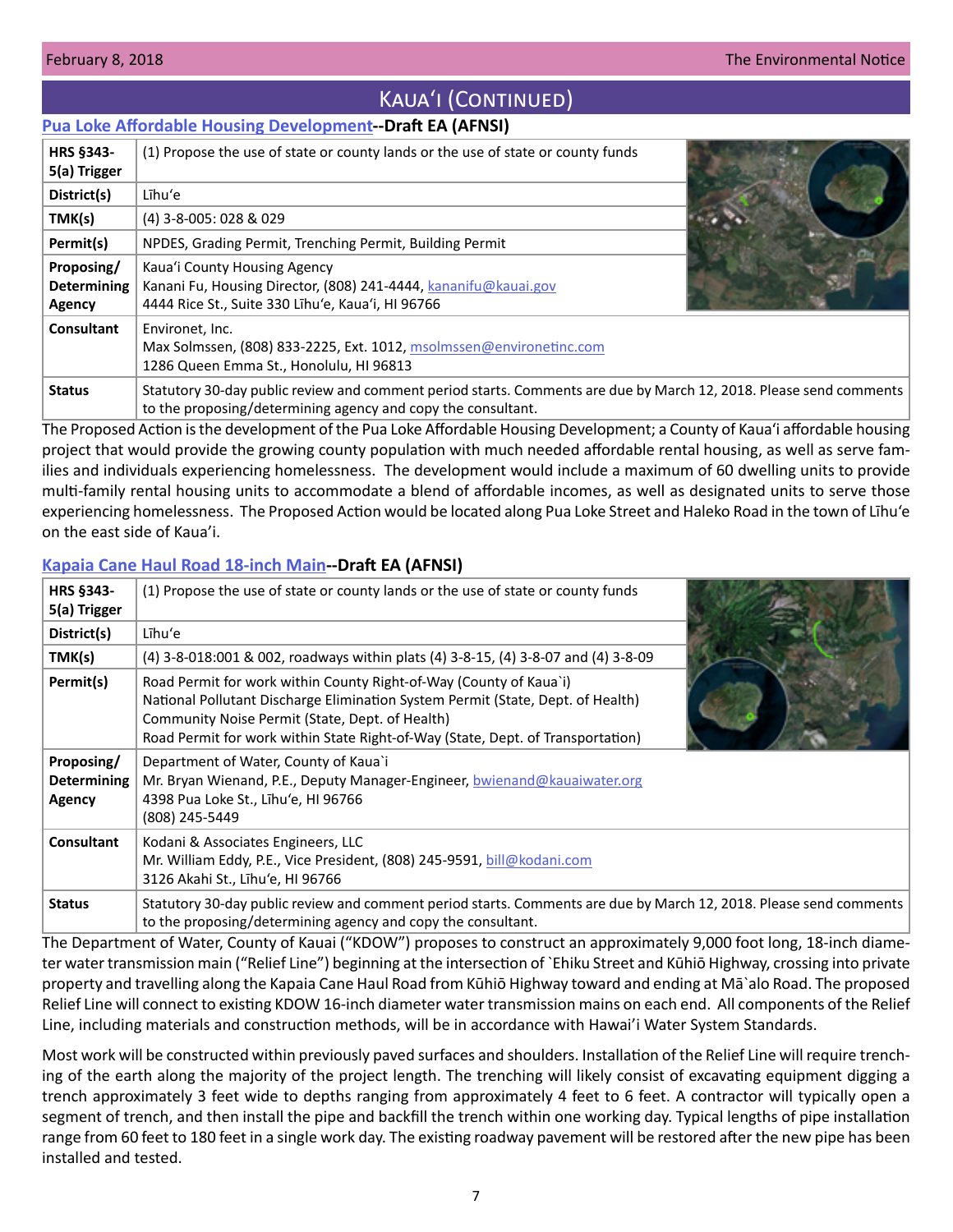# Kauaʻi (Continued)

## Pua Loke Affordable Housing Development--Draft EA (AFNSI)

| | |
|---|---|
| **HRS §343-5(a) Trigger** | (1) Propose the use of state or county lands or the use of state or county funds |
| **District(s)** | Līhuʻe |
| **TMK(s)** | (4) 3-8-005: 028 & 029 |
| **Permit(s)** | NPDES, Grading Permit, Trenching Permit, Building Permit |
| **Proposing/ Determining Agency** | Kauaʻi County Housing Agency<br>Kanani Fu, Housing Director, (808) 241-4444, kananifu@kauai.gov<br>4444 Rice St., Suite 330 Līhuʻe, Kauaʻi, HI 96766 |
| **Consultant** | Environet, Inc.<br>Max Solmssen, (808) 833-2225, Ext. 1012, msolmssen@environetinc.com<br>1286 Queen Emma St., Honolulu, HI 96813 |
| **Status** | Statutory 30-day public review and comment period starts. Comments are due by March 12, 2018. Please send comments to the proposing/determining agency and copy the consultant. |

The Proposed Action is the development of the Pua Loke Affordable Housing Development; a County of Kauaʻi affordable housing project that would provide the growing county population with much needed affordable rental housing, as well as serve families and individuals experiencing homelessness. The development would include a maximum of 60 dwelling units to provide multi-family rental housing units to accommodate a blend of affordable incomes, as well as designated units to serve those experiencing homelessness. The Proposed Action would be located along Pua Loke Street and Haleko Road in the town of Līhuʻe on the east side of Kauaʻi.

## Kapaia Cane Haul Road 18-inch Main--Draft EA (AFNSI)

| | |
|---|---|
| **HRS §343-5(a) Trigger** | (1) Propose the use of state or county lands or the use of state or county funds |
| **District(s)** | Līhuʻe |
| **TMK(s)** | (4) 3-8-018:001 & 002, roadways within plats (4) 3-8-15, (4) 3-8-07 and (4) 3-8-09 |
| **Permit(s)** | Road Permit for work within County Right-of-Way (County of Kaua`i)<br>National Pollutant Discharge Elimination System Permit (State, Dept. of Health)<br>Community Noise Permit (State, Dept. of Health)<br>Road Permit for work within State Right-of-Way (State, Dept. of Transportation) |
| **Proposing/ Determining Agency** | Department of Water, County of Kaua`i<br>Mr. Bryan Wienand, P.E., Deputy Manager-Engineer, bwienand@kauaiwater.org<br>4398 Pua Loke St., Līhuʻe, HI 96766<br>(808) 245-5449 |
| **Consultant** | Kodani & Associates Engineers, LLC<br>Mr. William Eddy, P.E., Vice President, (808) 245-9591, bill@kodani.com<br>3126 Akahi St., Līhuʻe, HI 96766 |
| **Status** | Statutory 30-day public review and comment period starts. Comments are due by March 12, 2018. Please send comments to the proposing/determining agency and copy the consultant. |

The Department of Water, County of Kauai ("KDOW") proposes to construct an approximately 9,000 foot long, 18-inch diameter water transmission main ("Relief Line") beginning at the intersection of `Ehiku Street and Kūhiō Highway, crossing into private property and travelling along the Kapaia Cane Haul Road from Kūhiō Highway toward and ending at Mā`alo Road. The proposed Relief Line will connect to existing KDOW 16-inch diameter water transmission mains on each end. All components of the Relief Line, including materials and construction methods, will be in accordance with Hawaiʻi Water System Standards.

Most work will be constructed within previously paved surfaces and shoulders. Installation of the Relief Line will require trenching of the earth along the majority of the project length. The trenching will likely consist of excavating equipment digging a trench approximately 3 feet wide to depths ranging from approximately 4 feet to 6 feet. A contractor will typically open a segment of trench, and then install the pipe and backfill the trench within one working day. Typical lengths of pipe installation range from 60 feet to 180 feet in a single work day. The existing roadway pavement will be restored after the new pipe has been installed and tested.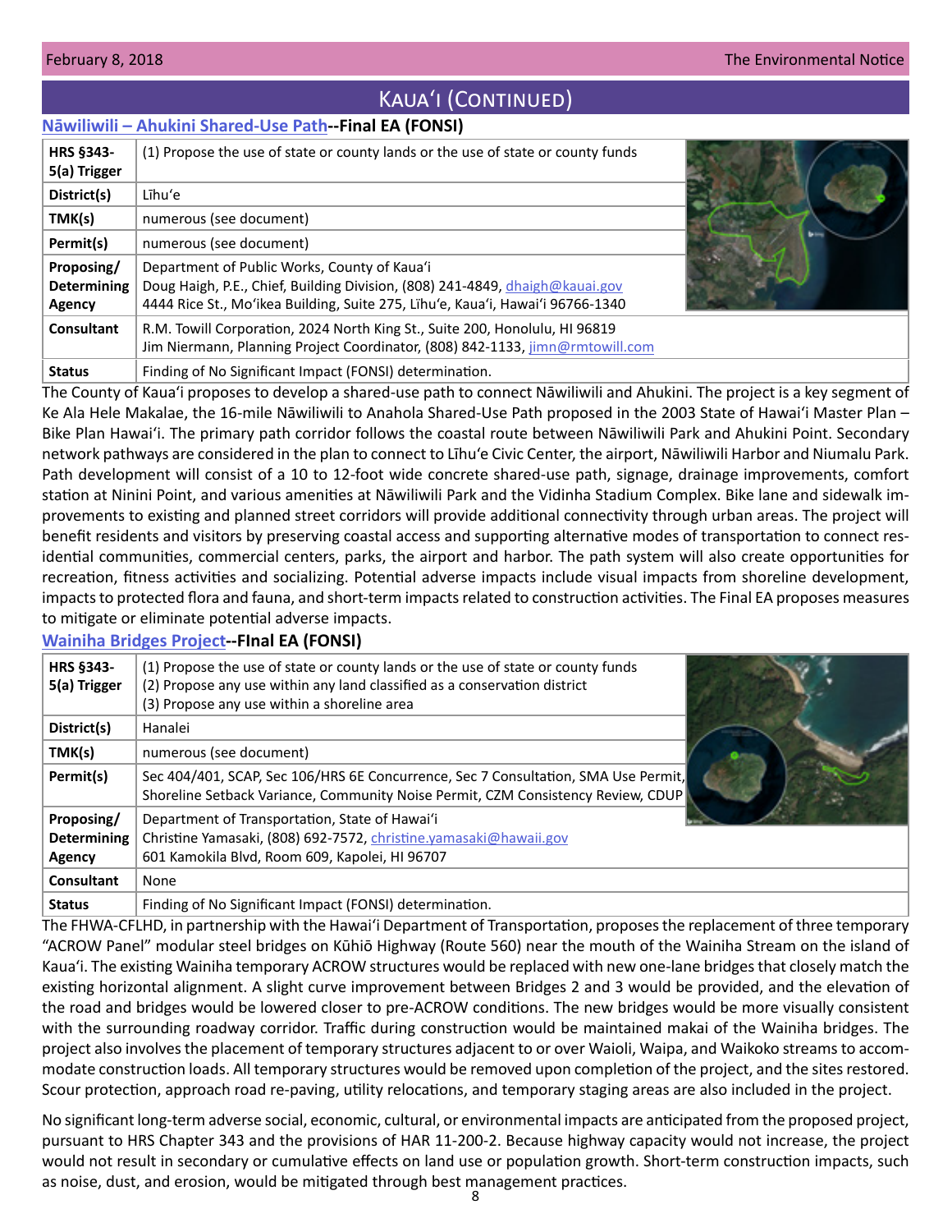## Kauaʻi (Continued)

### Nāwiliwili – Ahukini Shared-Use Path--Final EA (FONSI)

| | |
|---|---|
| **HRS §343-5(a) Trigger** | (1) Propose the use of state or county lands or the use of state or county funds |
| **District(s)** | Līhuʻe |
| **TMK(s)** | numerous (see document) |
| **Permit(s)** | numerous (see document) |
| **Proposing/ Determining Agency** | Department of Public Works, County of Kauaʻi<br>Doug Haigh, P.E., Chief, Building Division, (808) 241-4849, dhaigh@kauai.gov<br>4444 Rice St., Moʻikea Building, Suite 275, Līhuʻe, Kauaʻi, Hawaiʻi 96766-1340 |
| **Consultant** | R.M. Towill Corporation, 2024 North King St., Suite 200, Honolulu, HI 96819<br>Jim Niermann, Planning Project Coordinator, (808) 842-1133, jimn@rmtowill.com |
| **Status** | Finding of No Significant Impact (FONSI) determination. |

The County of Kauaʻi proposes to develop a shared-use path to connect Nāwiliwili and Ahukini. The project is a key segment of Ke Ala Hele Makalae, the 16-mile Nāwiliwili to Anahola Shared-Use Path proposed in the 2003 State of Hawaiʻi Master Plan – Bike Plan Hawaiʻi. The primary path corridor follows the coastal route between Nāwiliwili Park and Ahukini Point. Secondary network pathways are considered in the plan to connect to Līhuʻe Civic Center, the airport, Nāwiliwili Harbor and Niumalu Park. Path development will consist of a 10 to 12-foot wide concrete shared-use path, signage, drainage improvements, comfort station at Ninini Point, and various amenities at Nāwiliwili Park and the Vidinha Stadium Complex. Bike lane and sidewalk improvements to existing and planned street corridors will provide additional connectivity through urban areas. The project will benefit residents and visitors by preserving coastal access and supporting alternative modes of transportation to connect residential communities, commercial centers, parks, the airport and harbor. The path system will also create opportunities for recreation, fitness activities and socializing. Potential adverse impacts include visual impacts from shoreline development, impacts to protected flora and fauna, and short-term impacts related to construction activities. The Final EA proposes measures to mitigate or eliminate potential adverse impacts.

### Wainiha Bridges Project--FInal EA (FONSI)

| | |
|---|---|
| **HRS §343-5(a) Trigger** | (1) Propose the use of state or county lands or the use of state or county funds<br>(2) Propose any use within any land classified as a conservation district<br>(3) Propose any use within a shoreline area |
| **District(s)** | Hanalei |
| **TMK(s)** | numerous (see document) |
| **Permit(s)** | Sec 404/401, SCAP, Sec 106/HRS 6E Concurrence, Sec 7 Consultation, SMA Use Permit, Shoreline Setback Variance, Community Noise Permit, CZM Consistency Review, CDUP |
| **Proposing/ Determining Agency** | Department of Transportation, State of Hawaiʻi<br>Christine Yamasaki, (808) 692-7572, christine.yamasaki@hawaii.gov<br>601 Kamokila Blvd, Room 609, Kapolei, HI 96707 |
| **Consultant** | None |
| **Status** | Finding of No Significant Impact (FONSI) determination. |

The FHWA-CFLHD, in partnership with the Hawaiʻi Department of Transportation, proposes the replacement of three temporary "ACROW Panel" modular steel bridges on Kūhiō Highway (Route 560) near the mouth of the Wainiha Stream on the island of Kauaʻi. The existing Wainiha temporary ACROW structures would be replaced with new one-lane bridges that closely match the existing horizontal alignment. A slight curve improvement between Bridges 2 and 3 would be provided, and the elevation of the road and bridges would be lowered closer to pre-ACROW conditions. The new bridges would be more visually consistent with the surrounding roadway corridor. Traffic during construction would be maintained makai of the Wainiha bridges. The project also involves the placement of temporary structures adjacent to or over Waioli, Waipa, and Waikoko streams to accommodate construction loads. All temporary structures would be removed upon completion of the project, and the sites restored. Scour protection, approach road re-paving, utility relocations, and temporary staging areas are also included in the project.

No significant long-term adverse social, economic, cultural, or environmental impacts are anticipated from the proposed project, pursuant to HRS Chapter 343 and the provisions of HAR 11-200-2. Because highway capacity would not increase, the project would not result in secondary or cumulative effects on land use or population growth. Short-term construction impacts, such as noise, dust, and erosion, would be mitigated through best management practices.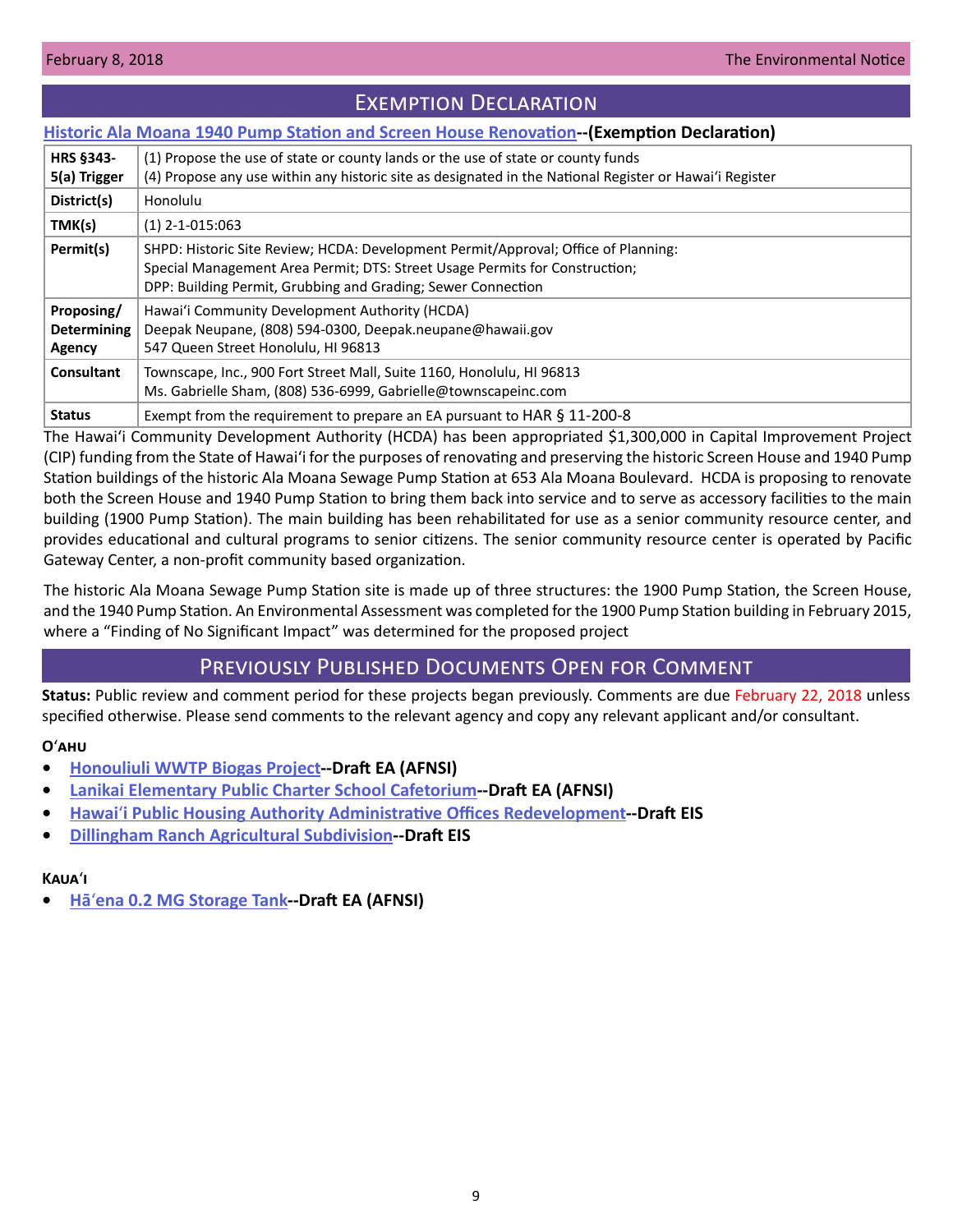# Exemption Declaration

## Historic Ala Moana 1940 Pump Station and Screen House Renovation--(Exemption Declaration)

| | |
|---|---|
| **HRS §343-5(a) Trigger** | (1) Propose the use of state or county lands or the use of state or county funds<br>(4) Propose any use within any historic site as designated in the National Register or Hawaiʻi Register |
| **District(s)** | Honolulu |
| **TMK(s)** | (1) 2-1-015:063 |
| **Permit(s)** | SHPD: Historic Site Review; HCDA: Development Permit/Approval; Office of Planning: Special Management Area Permit; DTS: Street Usage Permits for Construction; DPP: Building Permit, Grubbing and Grading; Sewer Connection |
| **Proposing/ Determining Agency** | Hawaiʻi Community Development Authority (HCDA)<br>Deepak Neupane, (808) 594-0300, Deepak.neupane@hawaii.gov<br>547 Queen Street Honolulu, HI 96813 |
| **Consultant** | Townscape, Inc., 900 Fort Street Mall, Suite 1160, Honolulu, HI 96813<br>Ms. Gabrielle Sham, (808) 536-6999, Gabrielle@townscapeinc.com |
| **Status** | Exempt from the requirement to prepare an EA pursuant to HAR § 11-200-8 |

The Hawaiʻi Community Development Authority (HCDA) has been appropriated $1,300,000 in Capital Improvement Project (CIP) funding from the State of Hawaiʻi for the purposes of renovating and preserving the historic Screen House and 1940 Pump Station buildings of the historic Ala Moana Sewage Pump Station at 653 Ala Moana Boulevard. HCDA is proposing to renovate both the Screen House and 1940 Pump Station to bring them back into service and to serve as accessory facilities to the main building (1900 Pump Station). The main building has been rehabilitated for use as a senior community resource center, and provides educational and cultural programs to senior citizens. The senior community resource center is operated by Pacific Gateway Center, a non-profit community based organization.

The historic Ala Moana Sewage Pump Station site is made up of three structures: the 1900 Pump Station, the Screen House, and the 1940 Pump Station. An Environmental Assessment was completed for the 1900 Pump Station building in February 2015, where a "Finding of No Significant Impact" was determined for the proposed project

# Previously Published Documents Open for Comment

**Status:** Public review and comment period for these projects began previously. Comments are due February 22, 2018 unless specified otherwise. Please send comments to the relevant agency and copy any relevant applicant and/or consultant.

### Oʻahu

- **Honouliuli WWTP Biogas Project--Draft EA (AFNSI)**
- **Lanikai Elementary Public Charter School Cafetorium--Draft EA (AFNSI)**
- **Hawaiʻi Public Housing Authority Administrative Offices Redevelopment--Draft EIS**
- **Dillingham Ranch Agricultural Subdivision--Draft EIS**

### Kauaʻi

- **Hāʻena 0.2 MG Storage Tank--Draft EA (AFNSI)**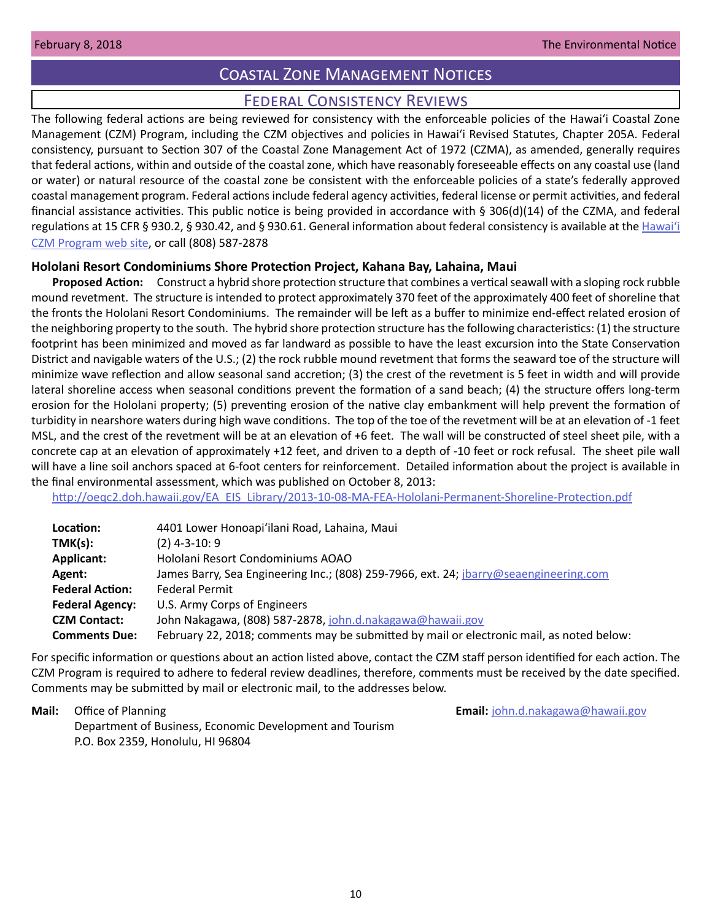# Coastal Zone Management Notices

## Federal Consistency Reviews

The following federal actions are being reviewed for consistency with the enforceable policies of the Hawaiʻi Coastal Zone Management (CZM) Program, including the CZM objectives and policies in Hawaiʻi Revised Statutes, Chapter 205A. Federal consistency, pursuant to Section 307 of the Coastal Zone Management Act of 1972 (CZMA), as amended, generally requires that federal actions, within and outside of the coastal zone, which have reasonably foreseeable effects on any coastal use (land or water) or natural resource of the coastal zone be consistent with the enforceable policies of a state's federally approved coastal management program. Federal actions include federal agency activities, federal license or permit activities, and federal financial assistance activities. This public notice is being provided in accordance with § 306(d)(14) of the CZMA, and federal regulations at 15 CFR § 930.2, § 930.42, and § 930.61. General information about federal consistency is available at the Hawaiʻi CZM Program web site, or call (808) 587-2878

### Hololani Resort Condominiums Shore Protection Project, Kahana Bay, Lahaina, Maui

**Proposed Action:** Construct a hybrid shore protection structure that combines a vertical seawall with a sloping rock rubble mound revetment. The structure is intended to protect approximately 370 feet of the approximately 400 feet of shoreline that the fronts the Hololani Resort Condominiums. The remainder will be left as a buffer to minimize end-effect related erosion of the neighboring property to the south. The hybrid shore protection structure has the following characteristics: (1) the structure footprint has been minimized and moved as far landward as possible to have the least excursion into the State Conservation District and navigable waters of the U.S.; (2) the rock rubble mound revetment that forms the seaward toe of the structure will minimize wave reflection and allow seasonal sand accretion; (3) the crest of the revetment is 5 feet in width and will provide lateral shoreline access when seasonal conditions prevent the formation of a sand beach; (4) the structure offers long-term erosion for the Hololani property; (5) preventing erosion of the native clay embankment will help prevent the formation of turbidity in nearshore waters during high wave conditions. The top of the toe of the revetment will be at an elevation of -1 feet MSL, and the crest of the revetment will be at an elevation of +6 feet. The wall will be constructed of steel sheet pile, with a concrete cap at an elevation of approximately +12 feet, and driven to a depth of -10 feet or rock refusal. The sheet pile wall will have a line soil anchors spaced at 6-foot centers for reinforcement. Detailed information about the project is available in the final environmental assessment, which was published on October 8, 2013:

http://oeqc2.doh.hawaii.gov/EA_EIS_Library/2013-10-08-MA-FEA-Hololani-Permanent-Shoreline-Protection.pdf

| | |
|---|---|
| **Location:** | 4401 Lower Honoapiʻilani Road, Lahaina, Maui |
| **TMK(s):** | (2) 4-3-10: 9 |
| **Applicant:** | Hololani Resort Condominiums AOAO |
| **Agent:** | James Barry, Sea Engineering Inc.; (808) 259-7966, ext. 24; jbarry@seaengineering.com |
| **Federal Action:** | Federal Permit |
| **Federal Agency:** | U.S. Army Corps of Engineers |
| **CZM Contact:** | John Nakagawa, (808) 587-2878, john.d.nakagawa@hawaii.gov |
| **Comments Due:** | February 22, 2018; comments may be submitted by mail or electronic mail, as noted below: |

For specific information or questions about an action listed above, contact the CZM staff person identified for each action. The CZM Program is required to adhere to federal review deadlines, therefore, comments must be received by the date specified. Comments may be submitted by mail or electronic mail, to the addresses below.

**Mail:** Office of Planning
Department of Business, Economic Development and Tourism
P.O. Box 2359, Honolulu, HI 96804

**Email:** john.d.nakagawa@hawaii.gov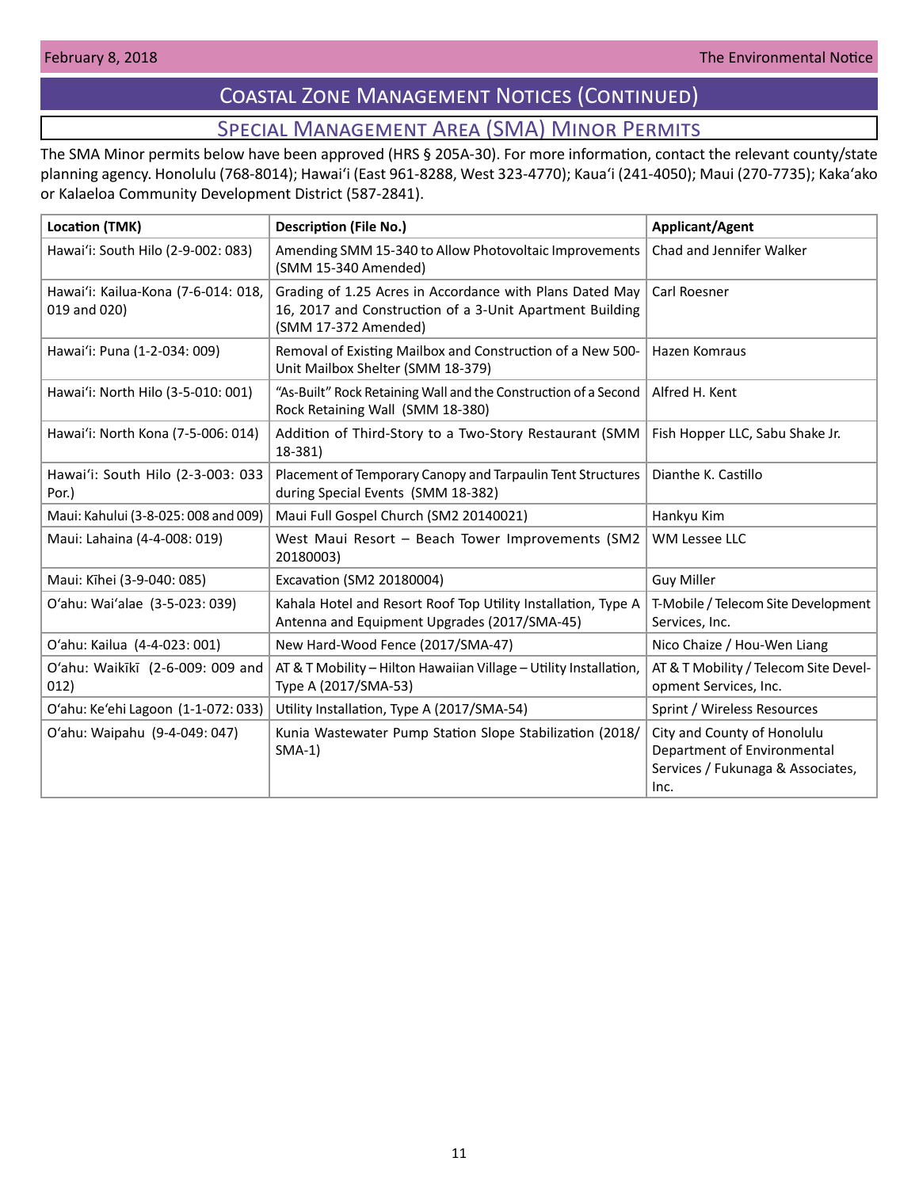# Coastal Zone Management Notices (Continued)

## Special Management Area (SMA) Minor Permits

The SMA Minor permits below have been approved (HRS § 205A-30). For more information, contact the relevant county/state planning agency. Honolulu (768-8014); Hawai'i (East 961-8288, West 323-4770); Kaua'i (241-4050); Maui (270-7735); Kaka'ako or Kalaeloa Community Development District (587-2841).

| Location (TMK) | Description (File No.) | Applicant/Agent |
|---|---|---|
| Hawai'i: South Hilo (2-9-002: 083) | Amending SMM 15-340 to Allow Photovoltaic Improvements (SMM 15-340 Amended) | Chad and Jennifer Walker |
| Hawai'i: Kailua-Kona (7-6-014: 018, 019 and 020) | Grading of 1.25 Acres in Accordance with Plans Dated May 16, 2017 and Construction of a 3-Unit Apartment Building (SMM 17-372 Amended) | Carl Roesner |
| Hawai'i: Puna (1-2-034: 009) | Removal of Existing Mailbox and Construction of a New 500-Unit Mailbox Shelter (SMM 18-379) | Hazen Komraus |
| Hawai'i: North Hilo (3-5-010: 001) | "As-Built" Rock Retaining Wall and the Construction of a Second Rock Retaining Wall (SMM 18-380) | Alfred H. Kent |
| Hawai'i: North Kona (7-5-006: 014) | Addition of Third-Story to a Two-Story Restaurant (SMM 18-381) | Fish Hopper LLC, Sabu Shake Jr. |
| Hawai'i: South Hilo (2-3-003: 033 Por.) | Placement of Temporary Canopy and Tarpaulin Tent Structures during Special Events (SMM 18-382) | Dianthe K. Castillo |
| Maui: Kahului (3-8-025: 008 and 009) | Maui Full Gospel Church (SM2 20140021) | Hankyu Kim |
| Maui: Lahaina (4-4-008: 019) | West Maui Resort – Beach Tower Improvements (SM2 20180003) | WM Lessee LLC |
| Maui: Kīhei (3-9-040: 085) | Excavation (SM2 20180004) | Guy Miller |
| O'ahu: Wai'alae (3-5-023: 039) | Kahala Hotel and Resort Roof Top Utility Installation, Type A Antenna and Equipment Upgrades (2017/SMA-45) | T-Mobile / Telecom Site Development Services, Inc. |
| O'ahu: Kailua (4-4-023: 001) | New Hard-Wood Fence (2017/SMA-47) | Nico Chaize / Hou-Wen Liang |
| O'ahu: Waikīkī (2-6-009: 009 and 012) | AT & T Mobility – Hilton Hawaiian Village – Utility Installation, Type A (2017/SMA-53) | AT & T Mobility / Telecom Site Development Services, Inc. |
| O'ahu: Ke'ehi Lagoon (1-1-072: 033) | Utility Installation, Type A (2017/SMA-54) | Sprint / Wireless Resources |
| O'ahu: Waipahu (9-4-049: 047) | Kunia Wastewater Pump Station Slope Stabilization (2018/SMA-1) | City and County of Honolulu Department of Environmental Services / Fukunaga & Associates, Inc. |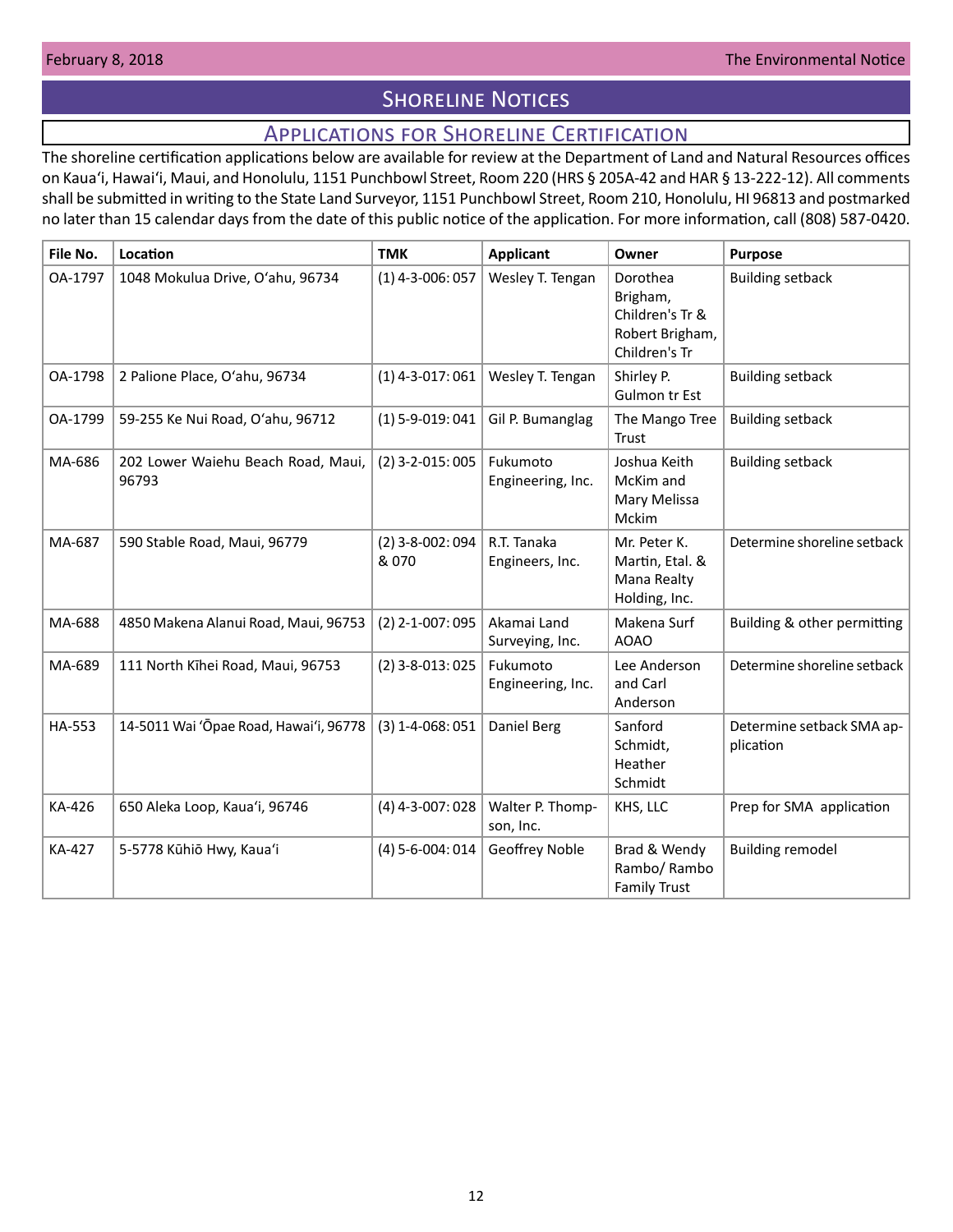# Shoreline Notices

## Applications for Shoreline Certification

The shoreline certification applications below are available for review at the Department of Land and Natural Resources offices on Kaua'i, Hawai'i, Maui, and Honolulu, 1151 Punchbowl Street, Room 220 (HRS § 205A-42 and HAR § 13-222-12). All comments shall be submitted in writing to the State Land Surveyor, 1151 Punchbowl Street, Room 210, Honolulu, HI 96813 and postmarked no later than 15 calendar days from the date of this public notice of the application. For more information, call (808) 587-0420.

| File No. | Location | TMK | Applicant | Owner | Purpose |
|---|---|---|---|---|---|
| OA-1797 | 1048 Mokulua Drive, O'ahu, 96734 | (1) 4-3-006: 057 | Wesley T. Tengan | Dorothea Brigham, Children's Tr & Robert Brigham, Children's Tr | Building setback |
| OA-1798 | 2 Palione Place, O'ahu, 96734 | (1) 4-3-017: 061 | Wesley T. Tengan | Shirley P. Gulmon tr Est | Building setback |
| OA-1799 | 59-255 Ke Nui Road, O'ahu, 96712 | (1) 5-9-019: 041 | Gil P. Bumanglag | The Mango Tree Trust | Building setback |
| MA-686 | 202 Lower Waiehu Beach Road, Maui, 96793 | (2) 3-2-015: 005 | Fukumoto Engineering, Inc. | Joshua Keith McKim and Mary Melissa Mckim | Building setback |
| MA-687 | 590 Stable Road, Maui, 96779 | (2) 3-8-002: 094 & 070 | R.T. Tanaka Engineers, Inc. | Mr. Peter K. Martin, Etal. & Mana Realty Holding, Inc. | Determine shoreline setback |
| MA-688 | 4850 Makena Alanui Road, Maui, 96753 | (2) 2-1-007: 095 | Akamai Land Surveying, Inc. | Makena Surf AOAO | Building & other permitting |
| MA-689 | 111 North Kīhei Road, Maui, 96753 | (2) 3-8-013: 025 | Fukumoto Engineering, Inc. | Lee Anderson and Carl Anderson | Determine shoreline setback |
| HA-553 | 14-5011 Wai 'Ōpae Road, Hawai'i, 96778 | (3) 1-4-068: 051 | Daniel Berg | Sanford Schmidt, Heather Schmidt | Determine setback SMA application |
| KA-426 | 650 Aleka Loop, Kaua'i, 96746 | (4) 4-3-007: 028 | Walter P. Thompson, Inc. | KHS, LLC | Prep for SMA application |
| KA-427 | 5-5778 Kūhiō Hwy, Kaua'i | (4) 5-6-004: 014 | Geoffrey Noble | Brad & Wendy Rambo/ Rambo Family Trust | Building remodel |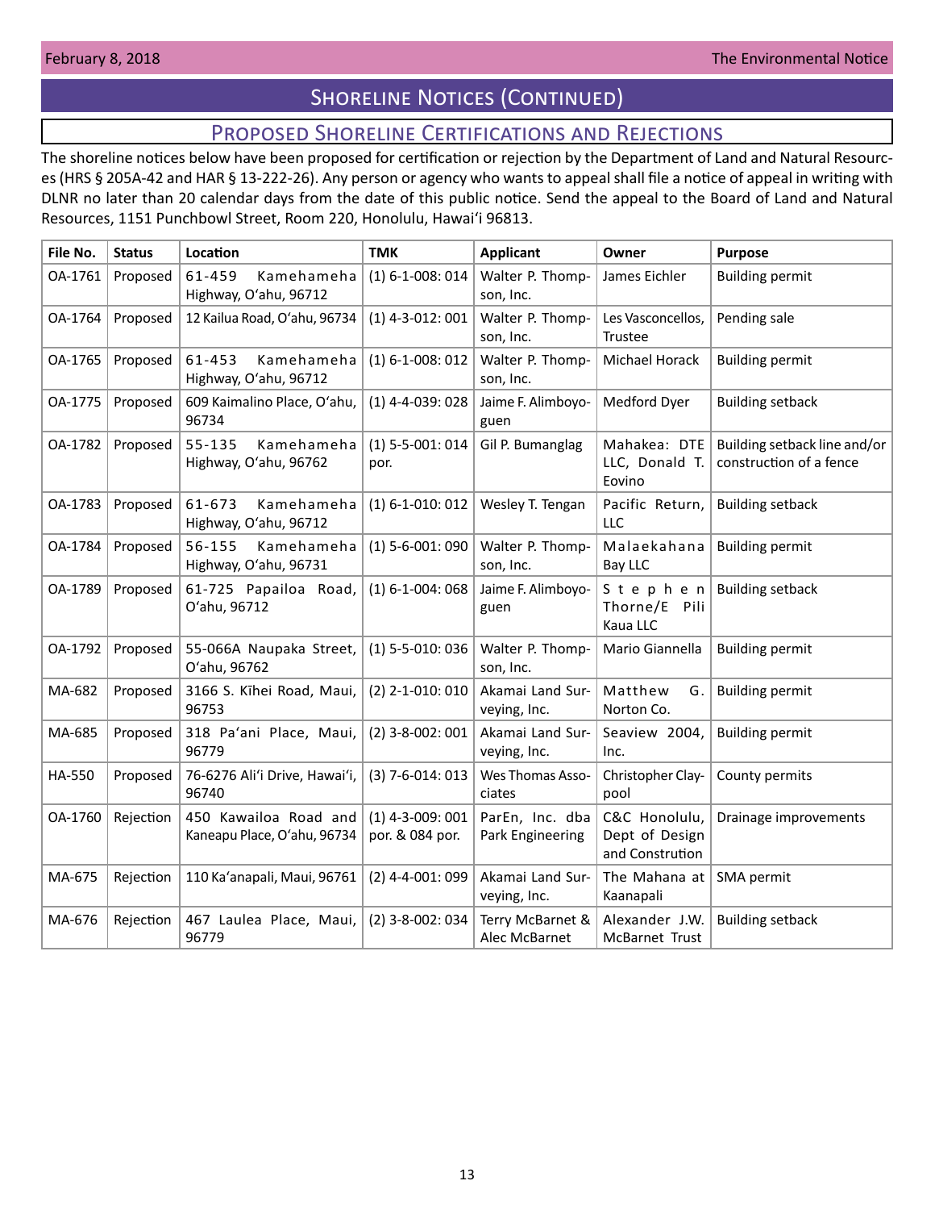# Shoreline Notices (Continued)

## Proposed Shoreline Certifications and Rejections

The shoreline notices below have been proposed for certification or rejection by the Department of Land and Natural Resources (HRS § 205A-42 and HAR § 13-222-26). Any person or agency who wants to appeal shall file a notice of appeal in writing with DLNR no later than 20 calendar days from the date of this public notice. Send the appeal to the Board of Land and Natural Resources, 1151 Punchbowl Street, Room 220, Honolulu, Hawai'i 96813.

| File No. | Status | Location | TMK | Applicant | Owner | Purpose |
|---|---|---|---|---|---|---|
| OA-1761 | Proposed | 61-459 Kamehameha Highway, O'ahu, 96712 | (1) 6-1-008: 014 | Walter P. Thompson, Inc. | James Eichler | Building permit |
| OA-1764 | Proposed | 12 Kailua Road, O'ahu, 96734 | (1) 4-3-012: 001 | Walter P. Thompson, Inc. | Les Vasconcellos, Trustee | Pending sale |
| OA-1765 | Proposed | 61-453 Kamehameha Highway, O'ahu, 96712 | (1) 6-1-008: 012 | Walter P. Thompson, Inc. | Michael Horack | Building permit |
| OA-1775 | Proposed | 609 Kaimalino Place, O'ahu, 96734 | (1) 4-4-039: 028 | Jaime F. Alimboyoguen | Medford Dyer | Building setback |
| OA-1782 | Proposed | 55-135 Kamehameha Highway, O'ahu, 96762 | (1) 5-5-001: 014 por. | Gil P. Bumanglag | Mahakea: DTE LLC, Donald T. Eovino | Building setback line and/or construction of a fence |
| OA-1783 | Proposed | 61-673 Kamehameha Highway, O'ahu, 96712 | (1) 6-1-010: 012 | Wesley T. Tengan | Pacific Return, LLC | Building setback |
| OA-1784 | Proposed | 56-155 Kamehameha Highway, O'ahu, 96731 | (1) 5-6-001: 090 | Walter P. Thompson, Inc. | Malaekahana Bay LLC | Building permit |
| OA-1789 | Proposed | 61-725 Papailoa Road, O'ahu, 96712 | (1) 6-1-004: 068 | Jaime F. Alimboyoguen | Stephen Thorne/E Pili Kaua LLC | Building setback |
| OA-1792 | Proposed | 55-066A Naupaka Street, O'ahu, 96762 | (1) 5-5-010: 036 | Walter P. Thompson, Inc. | Mario Giannella | Building permit |
| MA-682 | Proposed | 3166 S. Kīhei Road, Maui, 96753 | (2) 2-1-010: 010 | Akamai Land Surveying, Inc. | Matthew G. Norton Co. | Building permit |
| MA-685 | Proposed | 318 Pa'ani Place, Maui, 96779 | (2) 3-8-002: 001 | Akamai Land Surveying, Inc. | Seaview 2004, Inc. | Building permit |
| HA-550 | Proposed | 76-6276 Ali'i Drive, Hawai'i, 96740 | (3) 7-6-014: 013 | Wes Thomas Associates | Christopher Claypool | County permits |
| OA-1760 | Rejection | 450 Kawailoa Road and Kaneapu Place, O'ahu, 96734 | (1) 4-3-009: 001 por. & 084 por. | ParEn, Inc. dba Park Engineering | C&C Honolulu, Dept of Design and Constrution | Drainage improvements |
| MA-675 | Rejection | 110 Ka'anapali, Maui, 96761 | (2) 4-4-001: 099 | Akamai Land Surveying, Inc. | The Mahana at Kaanapali | SMA permit |
| MA-676 | Rejection | 467 Laulea Place, Maui, 96779 | (2) 3-8-002: 034 | Terry McBarnet & Alec McBarnet | Alexander J.W. McBarnet Trust | Building setback |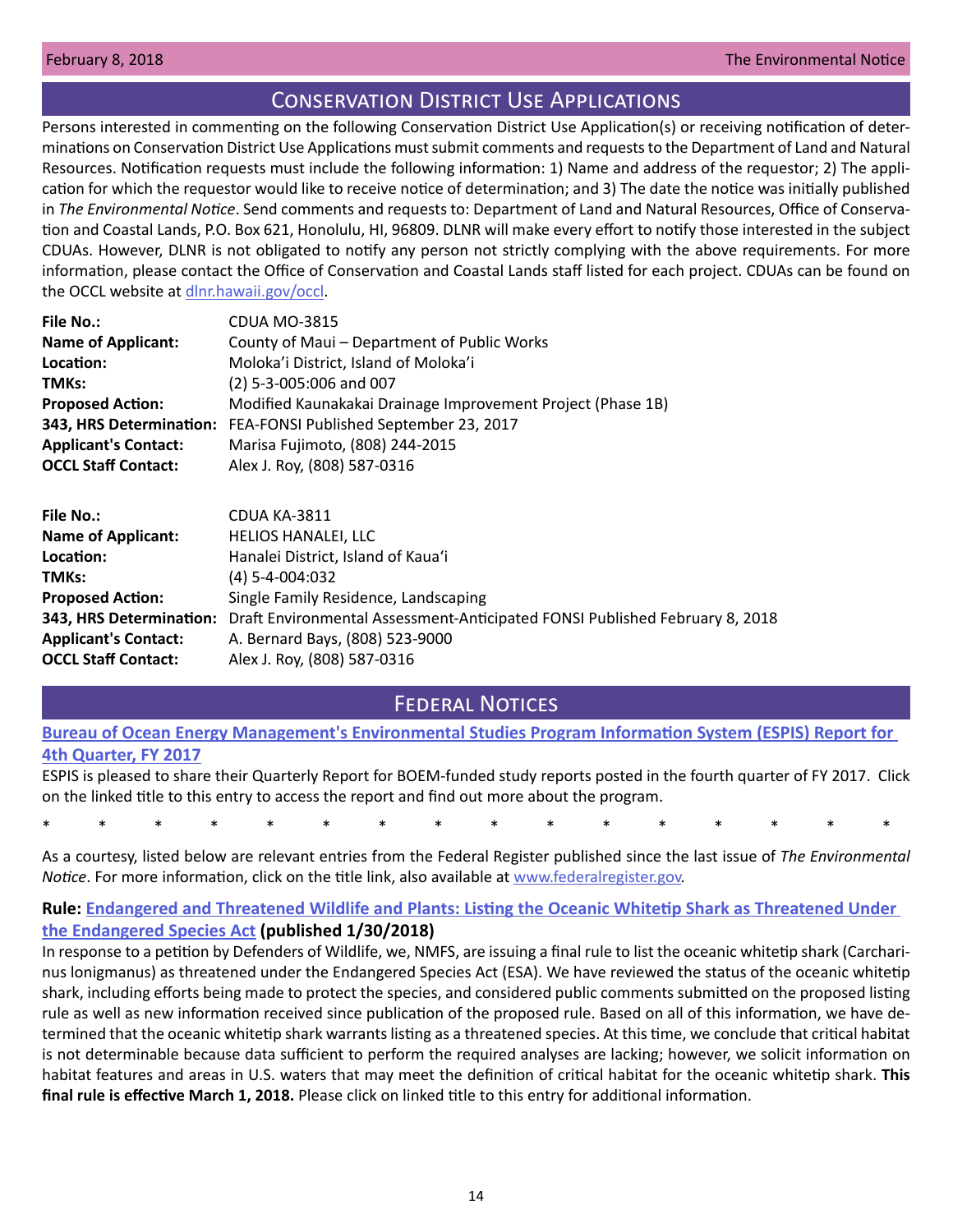## Conservation District Use Applications

Persons interested in commenting on the following Conservation District Use Application(s) or receiving notification of determinations on Conservation District Use Applications must submit comments and requests to the Department of Land and Natural Resources. Notification requests must include the following information: 1) Name and address of the requestor; 2) The application for which the requestor would like to receive notice of determination; and 3) The date the notice was initially published in *The Environmental Notice*. Send comments and requests to: Department of Land and Natural Resources, Office of Conservation and Coastal Lands, P.O. Box 621, Honolulu, HI, 96809. DLNR will make every effort to notify those interested in the subject CDUAs. However, DLNR is not obligated to notify any person not strictly complying with the above requirements. For more information, please contact the Office of Conservation and Coastal Lands staff listed for each project. CDUAs can be found on the OCCL website at dlnr.hawaii.gov/occl.

**File No.:** CDUA MO-3815
**Name of Applicant:** County of Maui – Department of Public Works
**Location:** Moloka'i District, Island of Moloka'i
**TMKs:** (2) 5-3-005:006 and 007
**Proposed Action:** Modified Kaunakakai Drainage Improvement Project (Phase 1B)
**343, HRS Determination:** FEA-FONSI Published September 23, 2017
**Applicant's Contact:** Marisa Fujimoto, (808) 244-2015
**OCCL Staff Contact:** Alex J. Roy, (808) 587-0316

**File No.:** CDUA KA-3811
**Name of Applicant:** HELIOS HANALEI, LLC
**Location:** Hanalei District, Island of Kaua'i
**TMKs:** (4) 5-4-004:032
**Proposed Action:** Single Family Residence, Landscaping
**343, HRS Determination:** Draft Environmental Assessment-Anticipated FONSI Published February 8, 2018
**Applicant's Contact:** A. Bernard Bays, (808) 523-9000
**OCCL Staff Contact:** Alex J. Roy, (808) 587-0316

## Federal Notices

**Bureau of Ocean Energy Management's Environmental Studies Program Information System (ESPIS) Report for 4th Quarter, FY 2017**

ESPIS is pleased to share their Quarterly Report for BOEM-funded study reports posted in the fourth quarter of FY 2017. Click on the linked title to this entry to access the report and find out more about the program.

\* \* \* \* \* \* \* \* \* \* \* \* \* \* \* \*

As a courtesy, listed below are relevant entries from the Federal Register published since the last issue of *The Environmental Notice*. For more information, click on the title link, also available at www.federalregister.gov.

**Rule: Endangered and Threatened Wildlife and Plants: Listing the Oceanic Whitetip Shark as Threatened Under the Endangered Species Act (published 1/30/2018)**

In response to a petition by Defenders of Wildlife, we, NMFS, are issuing a final rule to list the oceanic whitetip shark (Carcharinus longimanus) as threatened under the Endangered Species Act (ESA). We have reviewed the status of the oceanic whitetip shark, including efforts being made to protect the species, and considered public comments submitted on the proposed listing rule as well as new information received since publication of the proposed rule. Based on all of this information, we have determined that the oceanic whitetip shark warrants listing as a threatened species. At this time, we conclude that critical habitat is not determinable because data sufficient to perform the required analyses are lacking; however, we solicit information on habitat features and areas in U.S. waters that may meet the definition of critical habitat for the oceanic whitetip shark. **This final rule is effective March 1, 2018.** Please click on linked title to this entry for additional information.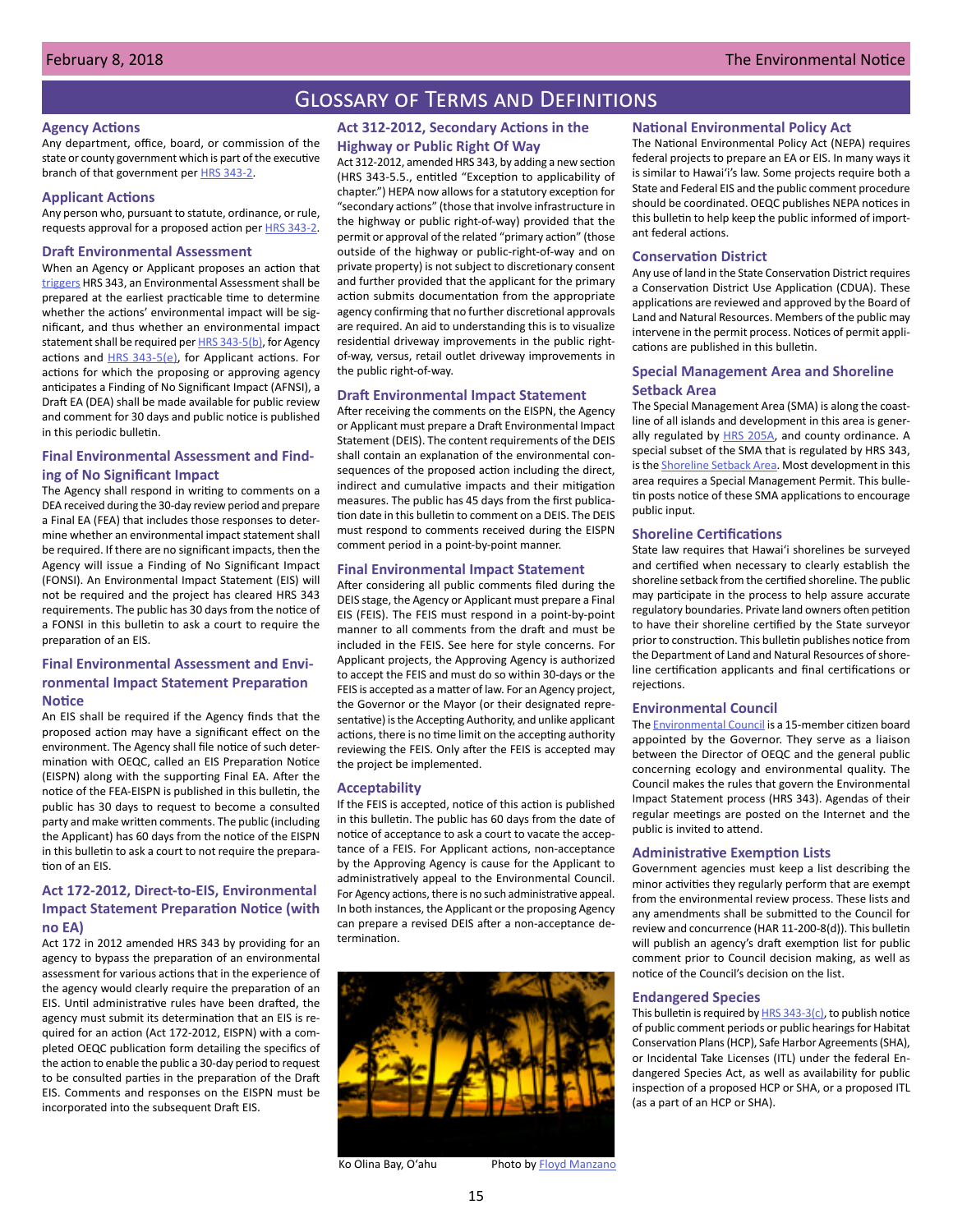# Glossary of Terms and Definitions

### Agency Actions

Any department, office, board, or commission of the state or county government which is part of the executive branch of that government per HRS 343-2.

### Applicant Actions

Any person who, pursuant to statute, ordinance, or rule, requests approval for a proposed action per HRS 343-2.

### Draft Environmental Assessment

When an Agency or Applicant proposes an action that triggers HRS 343, an Environmental Assessment shall be prepared at the earliest practicable time to determine whether the actions' environmental impact will be significant, and thus whether an environmental impact statement shall be required per HRS 343-5(b), for Agency actions and HRS 343-5(e), for Applicant actions. For actions for which the proposing or approving agency anticipates a Finding of No Significant Impact (AFNSI), a Draft EA (DEA) shall be made available for public review and comment for 30 days and public notice is published in this periodic bulletin.

### Final Environmental Assessment and Finding of No Significant Impact

The Agency shall respond in writing to comments on a DEA received during the 30-day review period and prepare a Final EA (FEA) that includes those responses to determine whether an environmental impact statement shall be required. If there are no significant impacts, then the Agency will issue a Finding of No Significant Impact (FONSI). An Environmental Impact Statement (EIS) will not be required and the project has cleared HRS 343 requirements. The public has 30 days from the notice of a FONSI in this bulletin to ask a court to require the preparation of an EIS.

### Final Environmental Assessment and Environmental Impact Statement Preparation Notice

An EIS shall be required if the Agency finds that the proposed action may have a significant effect on the environment. The Agency shall file notice of such determination with OEQC, called an EIS Preparation Notice (EISPN) along with the supporting Final EA. After the notice of the FEA-EISPN is published in this bulletin, the public has 30 days to request to become a consulted party and make written comments. The public (including the Applicant) has 60 days from the notice of the EISPN in this bulletin to ask a court to not require the preparation of an EIS.

### Act 172-2012, Direct-to-EIS, Environmental Impact Statement Preparation Notice (with no EA)

Act 172 in 2012 amended HRS 343 by providing for an agency to bypass the preparation of an environmental assessment for various actions that in the experience of the agency would clearly require the preparation of an EIS. Until administrative rules have been drafted, the agency must submit its determination that an EIS is required for an action (Act 172-2012, EISPN) with a completed OEQC publication form detailing the specifics of the action to enable the public a 30-day period to request to be consulted parties in the preparation of the Draft EIS. Comments and responses on the EISPN must be incorporated into the subsequent Draft EIS.

### Act 312-2012, Secondary Actions in the Highway or Public Right Of Way

Act 312-2012, amended HRS 343, by adding a new section (HRS 343-5.5., entitled "Exception to applicability of chapter.") HEPA now allows for a statutory exception for "secondary actions" (those that involve infrastructure in the highway or public right-of-way) provided that the permit or approval of the related "primary action" (those outside of the highway or public-right-of-way and on private property) is not subject to discretionary consent and further provided that the applicant for the primary action submits documentation from the appropriate agency confirming that no further discretional approvals are required. An aid to understanding this is to visualize residential driveway improvements in the public right-of-way, versus, retail outlet driveway improvements in the public right-of-way.

### Draft Environmental Impact Statement

After receiving the comments on the EISPN, the Agency or Applicant must prepare a Draft Environmental Impact Statement (DEIS). The content requirements of the DEIS shall contain an explanation of the environmental consequences of the proposed action including the direct, indirect and cumulative impacts and their mitigation measures. The public has 45 days from the first publication date in this bulletin to comment on a DEIS. The DEIS must respond to comments received during the EISPN comment period in a point-by-point manner.

### Final Environmental Impact Statement

After considering all public comments filed during the DEIS stage, the Agency or Applicant must prepare a Final EIS (FEIS). The FEIS must respond in a point-by-point manner to all comments from the draft and must be included in the FEIS. See here for style concerns. For Applicant projects, the Approving Agency is authorized to accept the FEIS and must do so within 30-days or the FEIS is accepted as a matter of law. For an Agency project, the Governor or the Mayor (or their designated representative) is the Accepting Authority, and unlike applicant actions, there is no time limit on the accepting authority reviewing the FEIS. Only after the FEIS is accepted may the project be implemented.

### Acceptability

If the FEIS is accepted, notice of this action is published in this bulletin. The public has 60 days from the date of notice of acceptance to ask a court to vacate the acceptance of a FEIS. For Applicant actions, non-acceptance by the Approving Agency is cause for the Applicant to administratively appeal to the Environmental Council. For Agency actions, there is no such administrative appeal. In both instances, the Applicant or the proposing Agency can prepare a revised DEIS after a non-acceptance determination.

Ko Olina Bay, O'ahu        Photo by Floyd Manzano

### National Environmental Policy Act

The National Environmental Policy Act (NEPA) requires federal projects to prepare an EA or EIS. In many ways it is similar to Hawai'i's law. Some projects require both a State and Federal EIS and the public comment procedure should be coordinated. OEQC publishes NEPA notices in this bulletin to help keep the public informed of important federal actions.

### Conservation District

Any use of land in the State Conservation District requires a Conservation District Use Application (CDUA). These applications are reviewed and approved by the Board of Land and Natural Resources. Members of the public may intervene in the permit process. Notices of permit applications are published in this bulletin.

### Special Management Area and Shoreline Setback Area

The Special Management Area (SMA) is along the coastline of all islands and development in this area is generally regulated by HRS 205A, and county ordinance. A special subset of the SMA that is regulated by HRS 343, is the Shoreline Setback Area. Most development in this area requires a Special Management Permit. This bulletin posts notice of these SMA applications to encourage public input.

### Shoreline Certifications

State law requires that Hawai'i shorelines be surveyed and certified when necessary to clearly establish the shoreline setback from the certified shoreline. The public may participate in the process to help assure accurate regulatory boundaries. Private land owners often petition to have their shoreline certified by the State surveyor prior to construction. This bulletin publishes notice from the Department of Land and Natural Resources of shoreline certification applicants and final certifications or rejections.

### Environmental Council

The Environmental Council is a 15-member citizen board appointed by the Governor. They serve as a liaison between the Director of OEQC and the general public concerning ecology and environmental quality. The Council makes the rules that govern the Environmental Impact Statement process (HRS 343). Agendas of their regular meetings are posted on the Internet and the public is invited to attend.

### Administrative Exemption Lists

Government agencies must keep a list describing the minor activities they regularly perform that are exempt from the environmental review process. These lists and any amendments shall be submitted to the Council for review and concurrence (HAR 11-200-8(d)). This bulletin will publish an agency's draft exemption list for public comment prior to Council decision making, as well as notice of the Council's decision on the list.

### Endangered Species

This bulletin is required by HRS 343-3(c), to publish notice of public comment periods or public hearings for Habitat Conservation Plans (HCP), Safe Harbor Agreements (SHA), or Incidental Take Licenses (ITL) under the federal Endangered Species Act, as well as availability for public inspection of a proposed HCP or SHA, or a proposed ITL (as a part of an HCP or SHA).